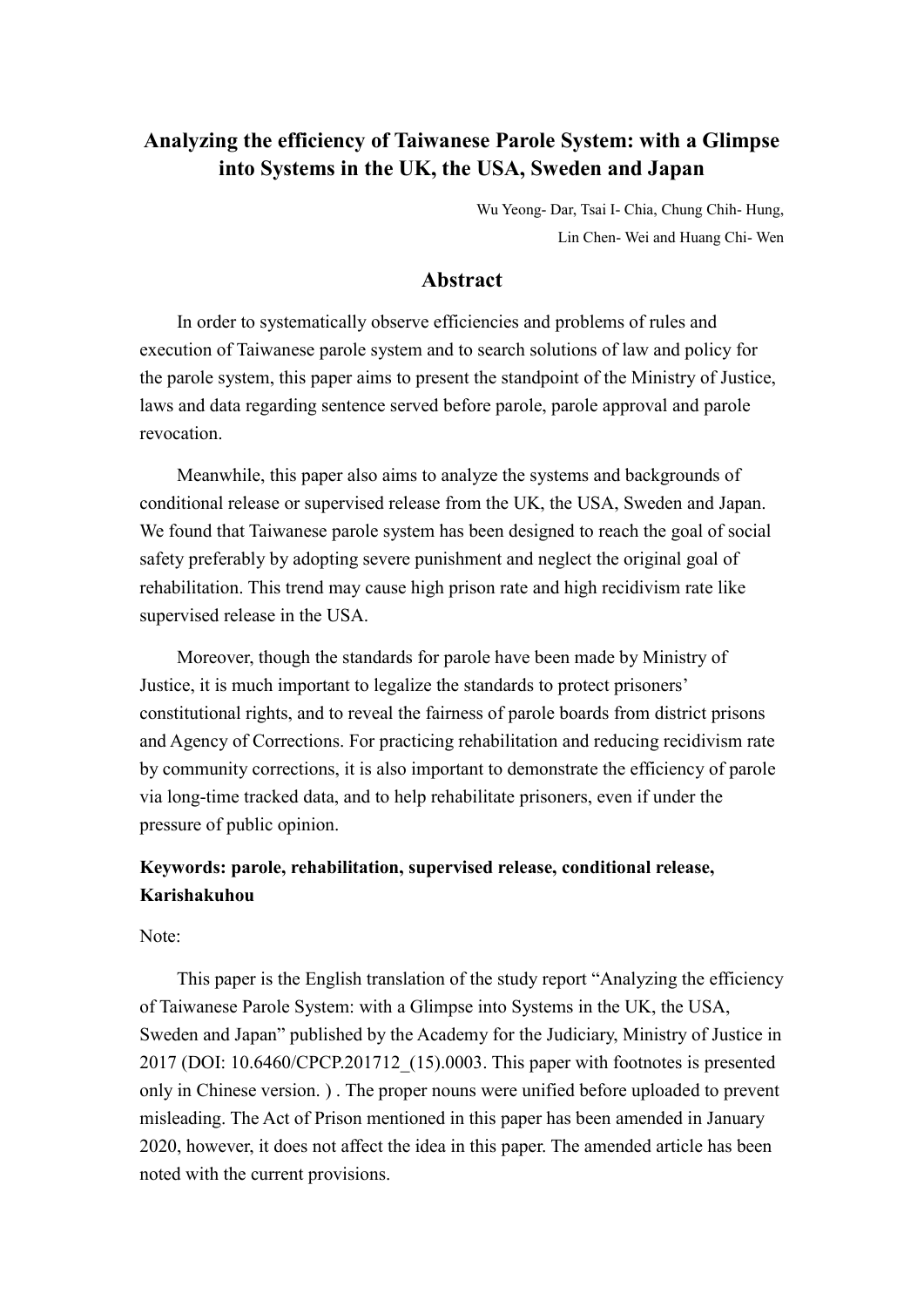# Analyzing the efficiency of Taiwanese Parole System: with a Glimpse into Systems in the UK, the USA, Sweden and Japan

Wu Yeong- Dar, Tsai I- Chia, Chung Chih- Hung,
Lin Chen- Wei and Huang Chi- Wen

## Abstract

In order to systematically observe efficiencies and problems of rules and execution of Taiwanese parole system and to search solutions of law and policy for the parole system, this paper aims to present the standpoint of the Ministry of Justice, laws and data regarding sentence served before parole, parole approval and parole revocation.

Meanwhile, this paper also aims to analyze the systems and backgrounds of conditional release or supervised release from the UK, the USA, Sweden and Japan. We found that Taiwanese parole system has been designed to reach the goal of social safety preferably by adopting severe punishment and neglect the original goal of rehabilitation. This trend may cause high prison rate and high recidivism rate like supervised release in the USA.

Moreover, though the standards for parole have been made by Ministry of Justice, it is much important to legalize the standards to protect prisoners' constitutional rights, and to reveal the fairness of parole boards from district prisons and Agency of Corrections. For practicing rehabilitation and reducing recidivism rate by community corrections, it is also important to demonstrate the efficiency of parole via long-time tracked data, and to help rehabilitate prisoners, even if under the pressure of public opinion.

**Keywords: parole, rehabilitation, supervised release, conditional release, Karishakuhou**

Note:

This paper is the English translation of the study report "Analyzing the efficiency of Taiwanese Parole System: with a Glimpse into Systems in the UK, the USA, Sweden and Japan" published by the Academy for the Judiciary, Ministry of Justice in 2017 (DOI: 10.6460/CPCP.201712_(15).0003. This paper with footnotes is presented only in Chinese version. ) . The proper nouns were unified before uploaded to prevent misleading. The Act of Prison mentioned in this paper has been amended in January 2020, however, it does not affect the idea in this paper. The amended article has been noted with the current provisions.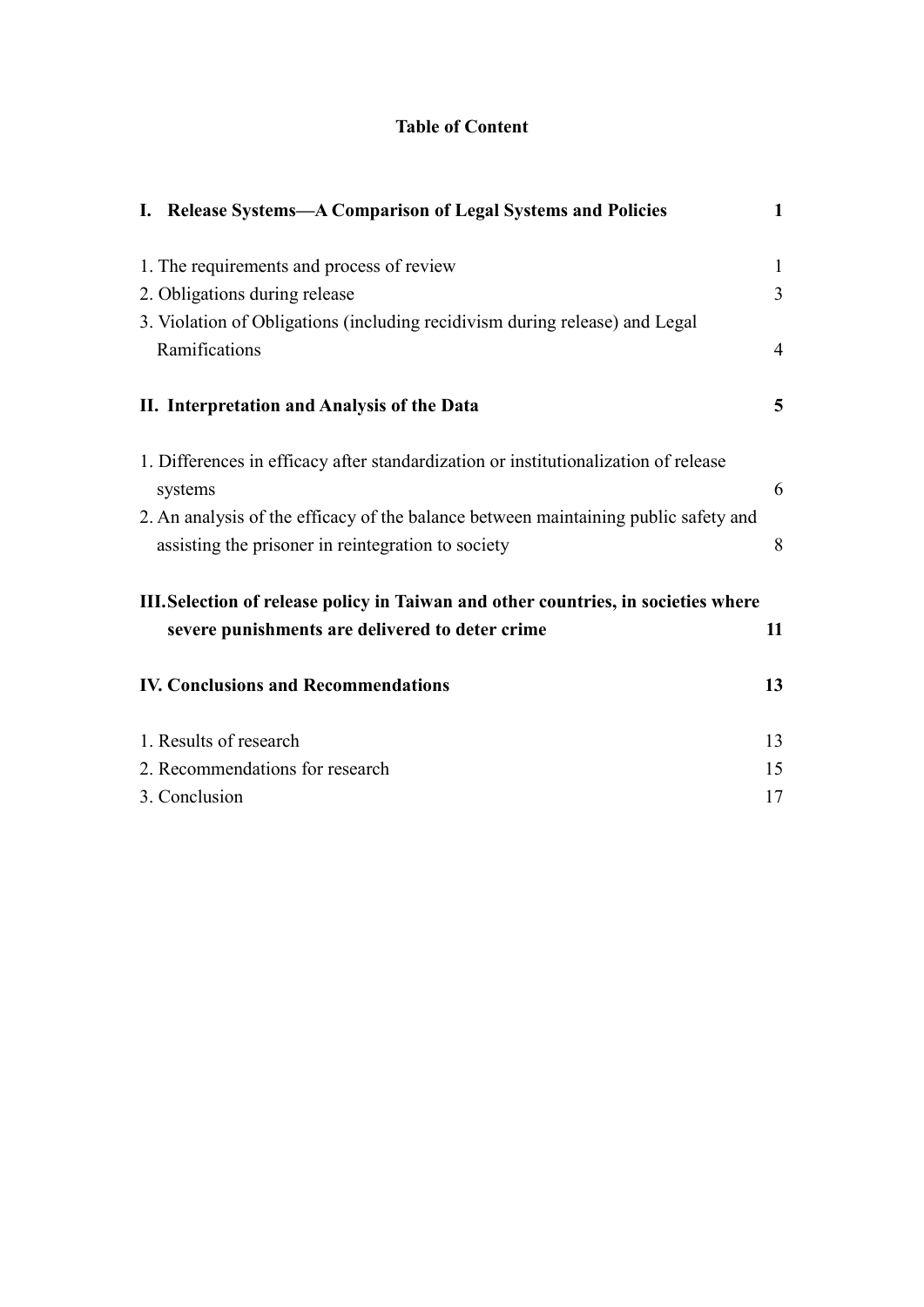# Table of Content

| | |
|---|---|
| **I. Release Systems—A Comparison of Legal Systems and Policies** | **1** |
| 1. The requirements and process of review | 1 |
| 2. Obligations during release | 3 |
| 3. Violation of Obligations (including recidivism during release) and Legal Ramifications | 4 |
| **II. Interpretation and Analysis of the Data** | **5** |
| 1. Differences in efficacy after standardization or institutionalization of release systems | 6 |
| 2. An analysis of the efficacy of the balance between maintaining public safety and assisting the prisoner in reintegration to society | 8 |
| **III. Selection of release policy in Taiwan and other countries, in societies where severe punishments are delivered to deter crime** | **11** |
| **IV. Conclusions and Recommendations** | **13** |
| 1. Results of research | 13 |
| 2. Recommendations for research | 15 |
| 3. Conclusion | 17 |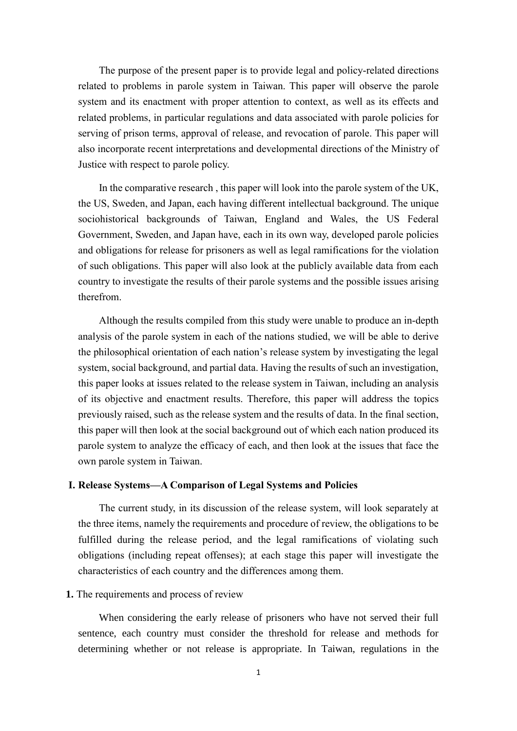The purpose of the present paper is to provide legal and policy-related directions related to problems in parole system in Taiwan. This paper will observe the parole system and its enactment with proper attention to context, as well as its effects and related problems, in particular regulations and data associated with parole policies for serving of prison terms, approval of release, and revocation of parole. This paper will also incorporate recent interpretations and developmental directions of the Ministry of Justice with respect to parole policy.

In the comparative research , this paper will look into the parole system of the UK, the US, Sweden, and Japan, each having different intellectual background. The unique sociohistorical backgrounds of Taiwan, England and Wales, the US Federal Government, Sweden, and Japan have, each in its own way, developed parole policies and obligations for release for prisoners as well as legal ramifications for the violation of such obligations. This paper will also look at the publicly available data from each country to investigate the results of their parole systems and the possible issues arising therefrom.

Although the results compiled from this study were unable to produce an in-depth analysis of the parole system in each of the nations studied, we will be able to derive the philosophical orientation of each nation's release system by investigating the legal system, social background, and partial data. Having the results of such an investigation, this paper looks at issues related to the release system in Taiwan, including an analysis of its objective and enactment results. Therefore, this paper will address the topics previously raised, such as the release system and the results of data. In the final section, this paper will then look at the social background out of which each nation produced its parole system to analyze the efficacy of each, and then look at the issues that face the own parole system in Taiwan.

## I. Release Systems—A Comparison of Legal Systems and Policies

The current study, in its discussion of the release system, will look separately at the three items, namely the requirements and procedure of review, the obligations to be fulfilled during the release period, and the legal ramifications of violating such obligations (including repeat offenses); at each stage this paper will investigate the characteristics of each country and the differences among them.

### 1. The requirements and process of review

When considering the early release of prisoners who have not served their full sentence, each country must consider the threshold for release and methods for determining whether or not release is appropriate. In Taiwan, regulations in the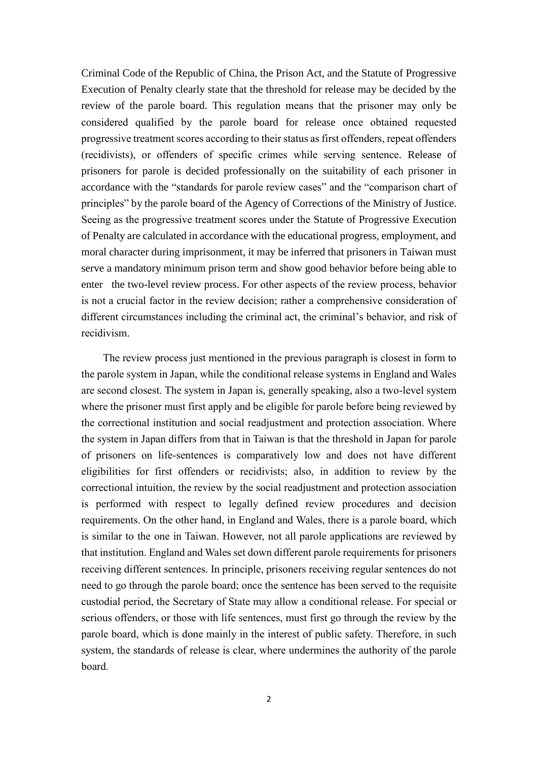Criminal Code of the Republic of China, the Prison Act, and the Statute of Progressive Execution of Penalty clearly state that the threshold for release may be decided by the review of the parole board. This regulation means that the prisoner may only be considered qualified by the parole board for release once obtained requested progressive treatment scores according to their status as first offenders, repeat offenders (recidivists), or offenders of specific crimes while serving sentence. Release of prisoners for parole is decided professionally on the suitability of each prisoner in accordance with the "standards for parole review cases" and the "comparison chart of principles" by the parole board of the Agency of Corrections of the Ministry of Justice. Seeing as the progressive treatment scores under the Statute of Progressive Execution of Penalty are calculated in accordance with the educational progress, employment, and moral character during imprisonment, it may be inferred that prisoners in Taiwan must serve a mandatory minimum prison term and show good behavior before being able to enter the two-level review process. For other aspects of the review process, behavior is not a crucial factor in the review decision; rather a comprehensive consideration of different circumstances including the criminal act, the criminal's behavior, and risk of recidivism.

The review process just mentioned in the previous paragraph is closest in form to the parole system in Japan, while the conditional release systems in England and Wales are second closest. The system in Japan is, generally speaking, also a two-level system where the prisoner must first apply and be eligible for parole before being reviewed by the correctional institution and social readjustment and protection association. Where the system in Japan differs from that in Taiwan is that the threshold in Japan for parole of prisoners on life-sentences is comparatively low and does not have different eligibilities for first offenders or recidivists; also, in addition to review by the correctional intuition, the review by the social readjustment and protection association is performed with respect to legally defined review procedures and decision requirements. On the other hand, in England and Wales, there is a parole board, which is similar to the one in Taiwan. However, not all parole applications are reviewed by that institution. England and Wales set down different parole requirements for prisoners receiving different sentences. In principle, prisoners receiving regular sentences do not need to go through the parole board; once the sentence has been served to the requisite custodial period, the Secretary of State may allow a conditional release. For special or serious offenders, or those with life sentences, must first go through the review by the parole board, which is done mainly in the interest of public safety. Therefore, in such system, the standards of release is clear, where undermines the authority of the parole board.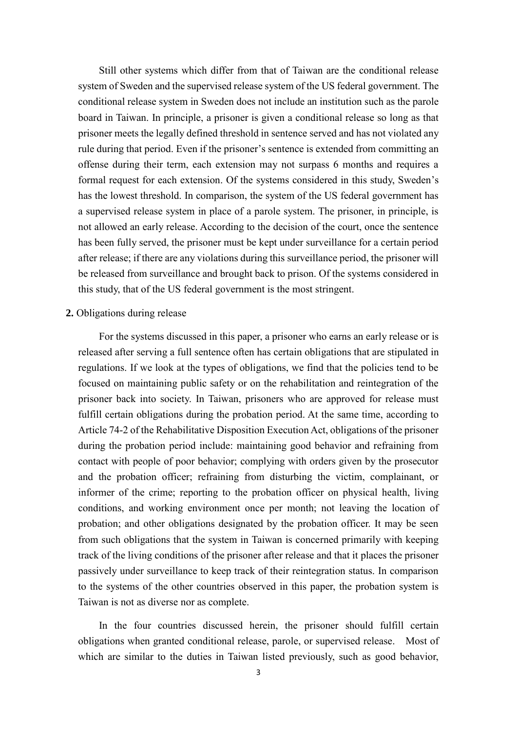Still other systems which differ from that of Taiwan are the conditional release system of Sweden and the supervised release system of the US federal government. The conditional release system in Sweden does not include an institution such as the parole board in Taiwan. In principle, a prisoner is given a conditional release so long as that prisoner meets the legally defined threshold in sentence served and has not violated any rule during that period. Even if the prisoner's sentence is extended from committing an offense during their term, each extension may not surpass 6 months and requires a formal request for each extension. Of the systems considered in this study, Sweden's has the lowest threshold. In comparison, the system of the US federal government has a supervised release system in place of a parole system. The prisoner, in principle, is not allowed an early release. According to the decision of the court, once the sentence has been fully served, the prisoner must be kept under surveillance for a certain period after release; if there are any violations during this surveillance period, the prisoner will be released from surveillance and brought back to prison. Of the systems considered in this study, that of the US federal government is the most stringent.

**2.** Obligations during release

For the systems discussed in this paper, a prisoner who earns an early release or is released after serving a full sentence often has certain obligations that are stipulated in regulations. If we look at the types of obligations, we find that the policies tend to be focused on maintaining public safety or on the rehabilitation and reintegration of the prisoner back into society. In Taiwan, prisoners who are approved for release must fulfill certain obligations during the probation period. At the same time, according to Article 74-2 of the Rehabilitative Disposition Execution Act, obligations of the prisoner during the probation period include: maintaining good behavior and refraining from contact with people of poor behavior; complying with orders given by the prosecutor and the probation officer; refraining from disturbing the victim, complainant, or informer of the crime; reporting to the probation officer on physical health, living conditions, and working environment once per month; not leaving the location of probation; and other obligations designated by the probation officer. It may be seen from such obligations that the system in Taiwan is concerned primarily with keeping track of the living conditions of the prisoner after release and that it places the prisoner passively under surveillance to keep track of their reintegration status. In comparison to the systems of the other countries observed in this paper, the probation system is Taiwan is not as diverse nor as complete.

In the four countries discussed herein, the prisoner should fulfill certain obligations when granted conditional release, parole, or supervised release. Most of which are similar to the duties in Taiwan listed previously, such as good behavior,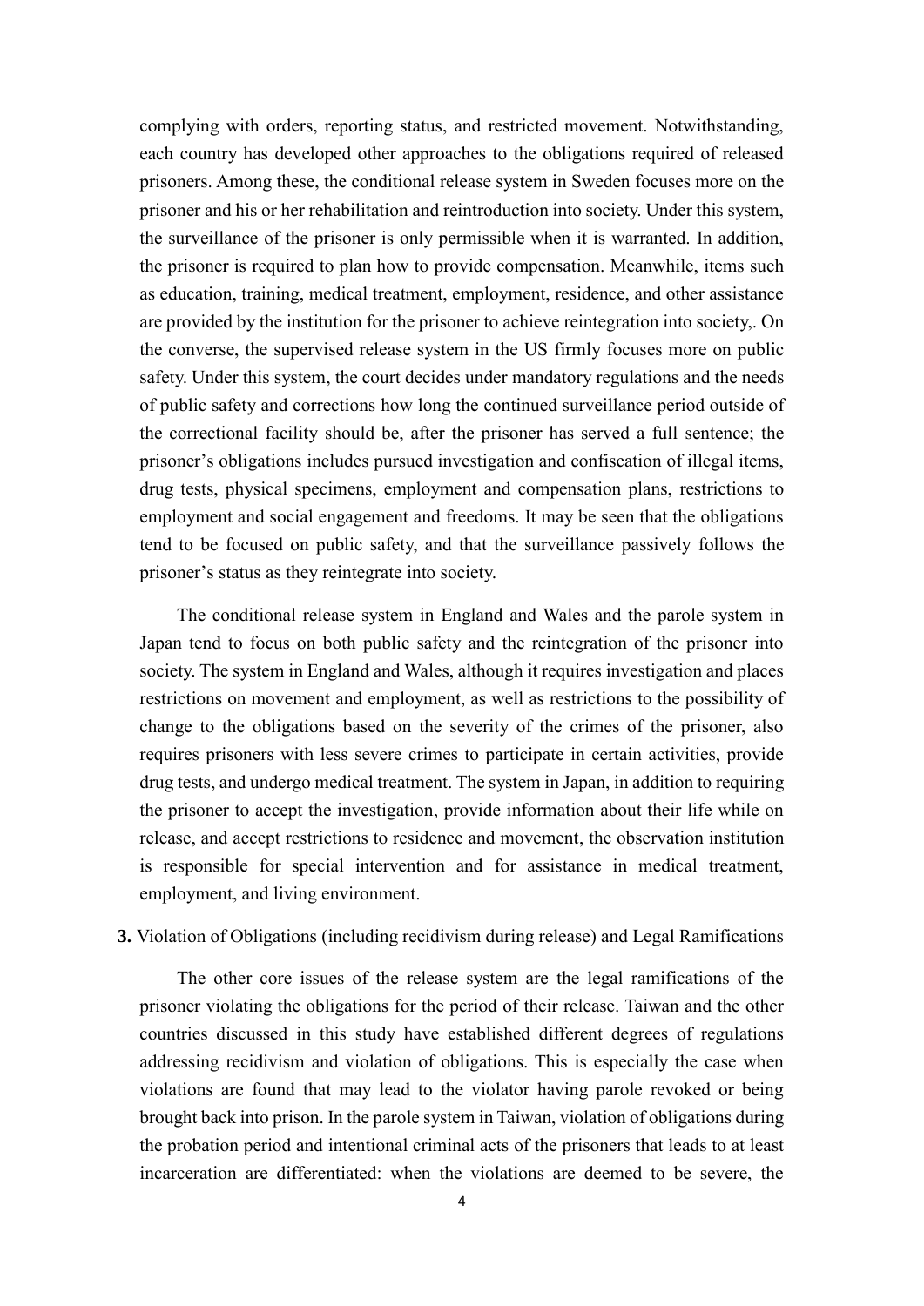complying with orders, reporting status, and restricted movement. Notwithstanding, each country has developed other approaches to the obligations required of released prisoners. Among these, the conditional release system in Sweden focuses more on the prisoner and his or her rehabilitation and reintroduction into society. Under this system, the surveillance of the prisoner is only permissible when it is warranted. In addition, the prisoner is required to plan how to provide compensation. Meanwhile, items such as education, training, medical treatment, employment, residence, and other assistance are provided by the institution for the prisoner to achieve reintegration into society,. On the converse, the supervised release system in the US firmly focuses more on public safety. Under this system, the court decides under mandatory regulations and the needs of public safety and corrections how long the continued surveillance period outside of the correctional facility should be, after the prisoner has served a full sentence; the prisoner's obligations includes pursued investigation and confiscation of illegal items, drug tests, physical specimens, employment and compensation plans, restrictions to employment and social engagement and freedoms. It may be seen that the obligations tend to be focused on public safety, and that the surveillance passively follows the prisoner's status as they reintegrate into society.

The conditional release system in England and Wales and the parole system in Japan tend to focus on both public safety and the reintegration of the prisoner into society. The system in England and Wales, although it requires investigation and places restrictions on movement and employment, as well as restrictions to the possibility of change to the obligations based on the severity of the crimes of the prisoner, also requires prisoners with less severe crimes to participate in certain activities, provide drug tests, and undergo medical treatment. The system in Japan, in addition to requiring the prisoner to accept the investigation, provide information about their life while on release, and accept restrictions to residence and movement, the observation institution is responsible for special intervention and for assistance in medical treatment, employment, and living environment.

**3.** Violation of Obligations (including recidivism during release) and Legal Ramifications

The other core issues of the release system are the legal ramifications of the prisoner violating the obligations for the period of their release. Taiwan and the other countries discussed in this study have established different degrees of regulations addressing recidivism and violation of obligations. This is especially the case when violations are found that may lead to the violator having parole revoked or being brought back into prison. In the parole system in Taiwan, violation of obligations during the probation period and intentional criminal acts of the prisoners that leads to at least incarceration are differentiated: when the violations are deemed to be severe, the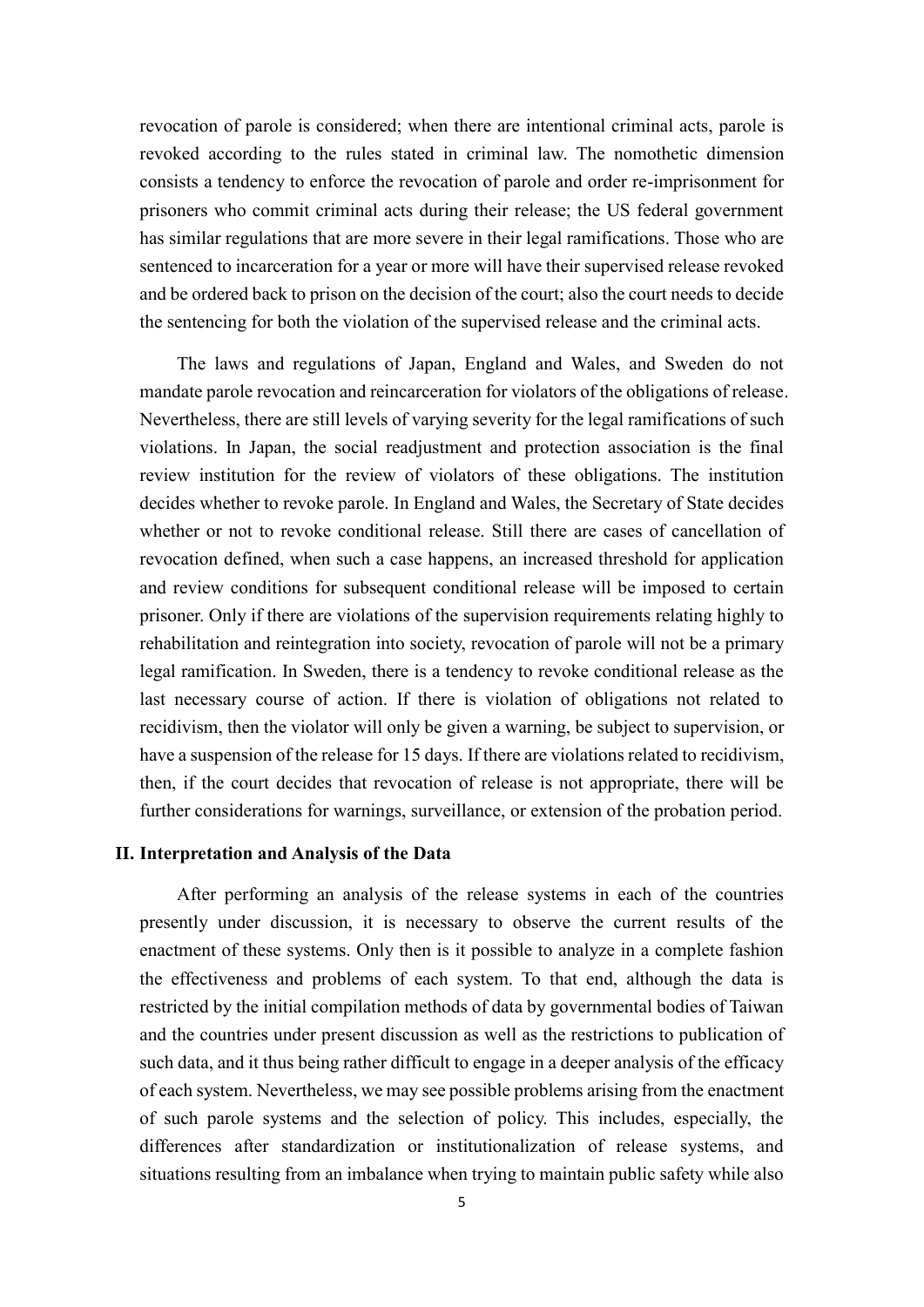revocation of parole is considered; when there are intentional criminal acts, parole is revoked according to the rules stated in criminal law. The nomothetic dimension consists a tendency to enforce the revocation of parole and order re-imprisonment for prisoners who commit criminal acts during their release; the US federal government has similar regulations that are more severe in their legal ramifications. Those who are sentenced to incarceration for a year or more will have their supervised release revoked and be ordered back to prison on the decision of the court; also the court needs to decide the sentencing for both the violation of the supervised release and the criminal acts.

The laws and regulations of Japan, England and Wales, and Sweden do not mandate parole revocation and reincarceration for violators of the obligations of release. Nevertheless, there are still levels of varying severity for the legal ramifications of such violations. In Japan, the social readjustment and protection association is the final review institution for the review of violators of these obligations. The institution decides whether to revoke parole. In England and Wales, the Secretary of State decides whether or not to revoke conditional release. Still there are cases of cancellation of revocation defined, when such a case happens, an increased threshold for application and review conditions for subsequent conditional release will be imposed to certain prisoner. Only if there are violations of the supervision requirements relating highly to rehabilitation and reintegration into society, revocation of parole will not be a primary legal ramification. In Sweden, there is a tendency to revoke conditional release as the last necessary course of action. If there is violation of obligations not related to recidivism, then the violator will only be given a warning, be subject to supervision, or have a suspension of the release for 15 days. If there are violations related to recidivism, then, if the court decides that revocation of release is not appropriate, there will be further considerations for warnings, surveillance, or extension of the probation period.

## II. Interpretation and Analysis of the Data

After performing an analysis of the release systems in each of the countries presently under discussion, it is necessary to observe the current results of the enactment of these systems. Only then is it possible to analyze in a complete fashion the effectiveness and problems of each system. To that end, although the data is restricted by the initial compilation methods of data by governmental bodies of Taiwan and the countries under present discussion as well as the restrictions to publication of such data, and it thus being rather difficult to engage in a deeper analysis of the efficacy of each system. Nevertheless, we may see possible problems arising from the enactment of such parole systems and the selection of policy. This includes, especially, the differences after standardization or institutionalization of release systems, and situations resulting from an imbalance when trying to maintain public safety while also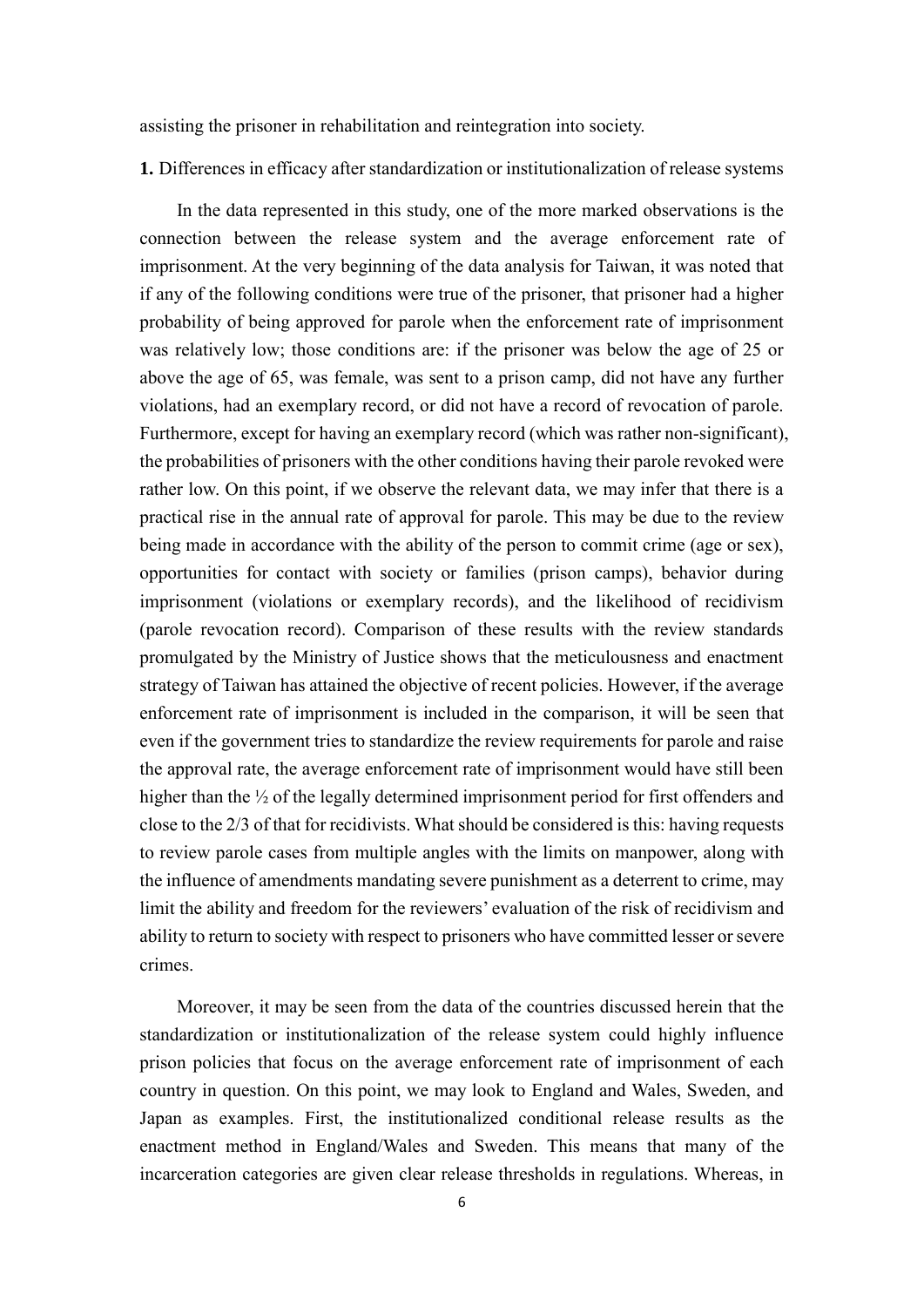assisting the prisoner in rehabilitation and reintegration into society.

**1.** Differences in efficacy after standardization or institutionalization of release systems

In the data represented in this study, one of the more marked observations is the connection between the release system and the average enforcement rate of imprisonment. At the very beginning of the data analysis for Taiwan, it was noted that if any of the following conditions were true of the prisoner, that prisoner had a higher probability of being approved for parole when the enforcement rate of imprisonment was relatively low; those conditions are: if the prisoner was below the age of 25 or above the age of 65, was female, was sent to a prison camp, did not have any further violations, had an exemplary record, or did not have a record of revocation of parole. Furthermore, except for having an exemplary record (which was rather non-significant), the probabilities of prisoners with the other conditions having their parole revoked were rather low. On this point, if we observe the relevant data, we may infer that there is a practical rise in the annual rate of approval for parole. This may be due to the review being made in accordance with the ability of the person to commit crime (age or sex), opportunities for contact with society or families (prison camps), behavior during imprisonment (violations or exemplary records), and the likelihood of recidivism (parole revocation record). Comparison of these results with the review standards promulgated by the Ministry of Justice shows that the meticulousness and enactment strategy of Taiwan has attained the objective of recent policies. However, if the average enforcement rate of imprisonment is included in the comparison, it will be seen that even if the government tries to standardize the review requirements for parole and raise the approval rate, the average enforcement rate of imprisonment would have still been higher than the ½ of the legally determined imprisonment period for first offenders and close to the 2/3 of that for recidivists. What should be considered is this: having requests to review parole cases from multiple angles with the limits on manpower, along with the influence of amendments mandating severe punishment as a deterrent to crime, may limit the ability and freedom for the reviewers' evaluation of the risk of recidivism and ability to return to society with respect to prisoners who have committed lesser or severe crimes.

Moreover, it may be seen from the data of the countries discussed herein that the standardization or institutionalization of the release system could highly influence prison policies that focus on the average enforcement rate of imprisonment of each country in question. On this point, we may look to England and Wales, Sweden, and Japan as examples. First, the institutionalized conditional release results as the enactment method in England/Wales and Sweden. This means that many of the incarceration categories are given clear release thresholds in regulations. Whereas, in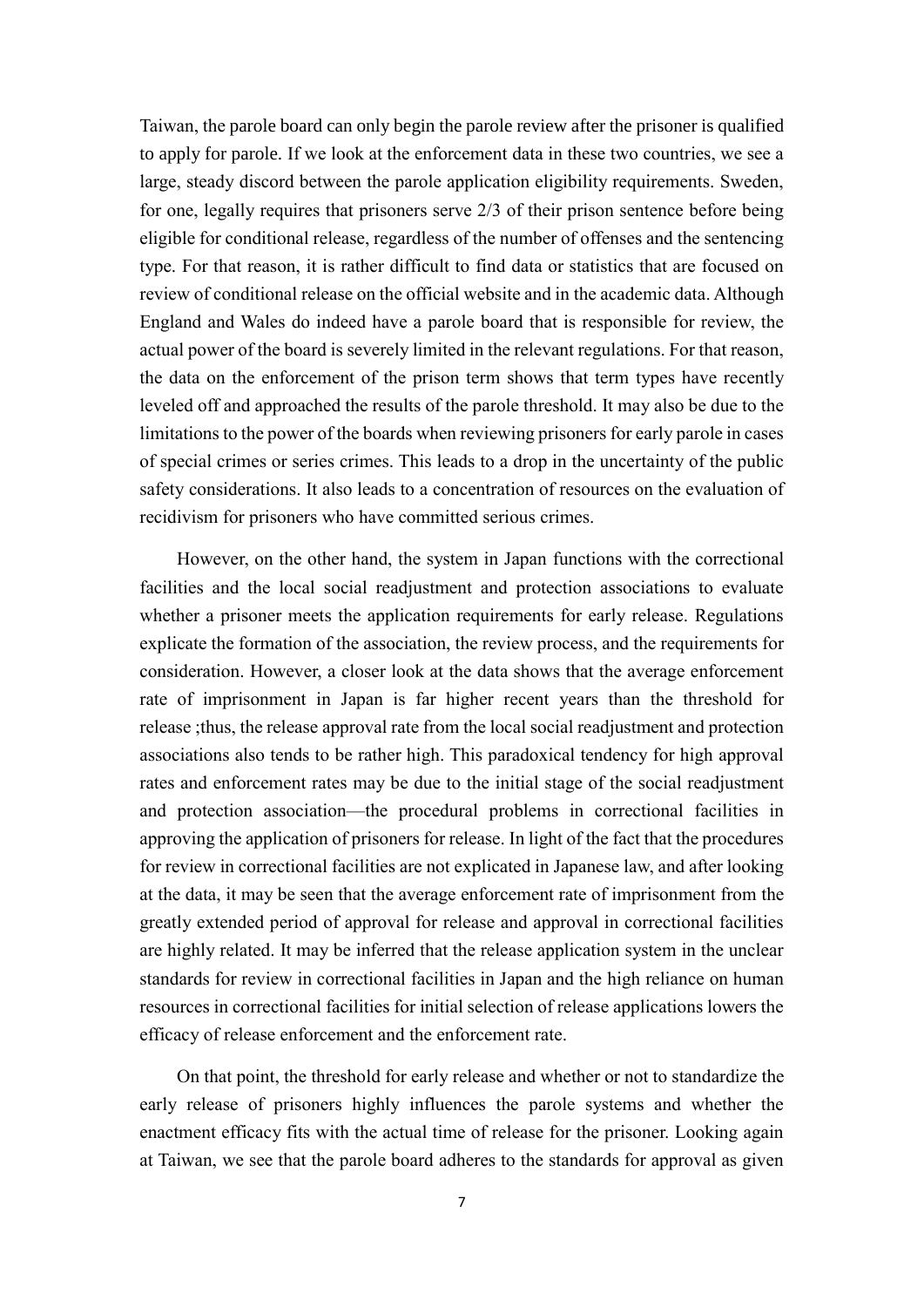Taiwan, the parole board can only begin the parole review after the prisoner is qualified to apply for parole. If we look at the enforcement data in these two countries, we see a large, steady discord between the parole application eligibility requirements. Sweden, for one, legally requires that prisoners serve 2/3 of their prison sentence before being eligible for conditional release, regardless of the number of offenses and the sentencing type. For that reason, it is rather difficult to find data or statistics that are focused on review of conditional release on the official website and in the academic data. Although England and Wales do indeed have a parole board that is responsible for review, the actual power of the board is severely limited in the relevant regulations. For that reason, the data on the enforcement of the prison term shows that term types have recently leveled off and approached the results of the parole threshold. It may also be due to the limitations to the power of the boards when reviewing prisoners for early parole in cases of special crimes or series crimes. This leads to a drop in the uncertainty of the public safety considerations. It also leads to a concentration of resources on the evaluation of recidivism for prisoners who have committed serious crimes.

However, on the other hand, the system in Japan functions with the correctional facilities and the local social readjustment and protection associations to evaluate whether a prisoner meets the application requirements for early release. Regulations explicate the formation of the association, the review process, and the requirements for consideration. However, a closer look at the data shows that the average enforcement rate of imprisonment in Japan is far higher recent years than the threshold for release ;thus, the release approval rate from the local social readjustment and protection associations also tends to be rather high. This paradoxical tendency for high approval rates and enforcement rates may be due to the initial stage of the social readjustment and protection association—the procedural problems in correctional facilities in approving the application of prisoners for release. In light of the fact that the procedures for review in correctional facilities are not explicated in Japanese law, and after looking at the data, it may be seen that the average enforcement rate of imprisonment from the greatly extended period of approval for release and approval in correctional facilities are highly related. It may be inferred that the release application system in the unclear standards for review in correctional facilities in Japan and the high reliance on human resources in correctional facilities for initial selection of release applications lowers the efficacy of release enforcement and the enforcement rate.

On that point, the threshold for early release and whether or not to standardize the early release of prisoners highly influences the parole systems and whether the enactment efficacy fits with the actual time of release for the prisoner. Looking again at Taiwan, we see that the parole board adheres to the standards for approval as given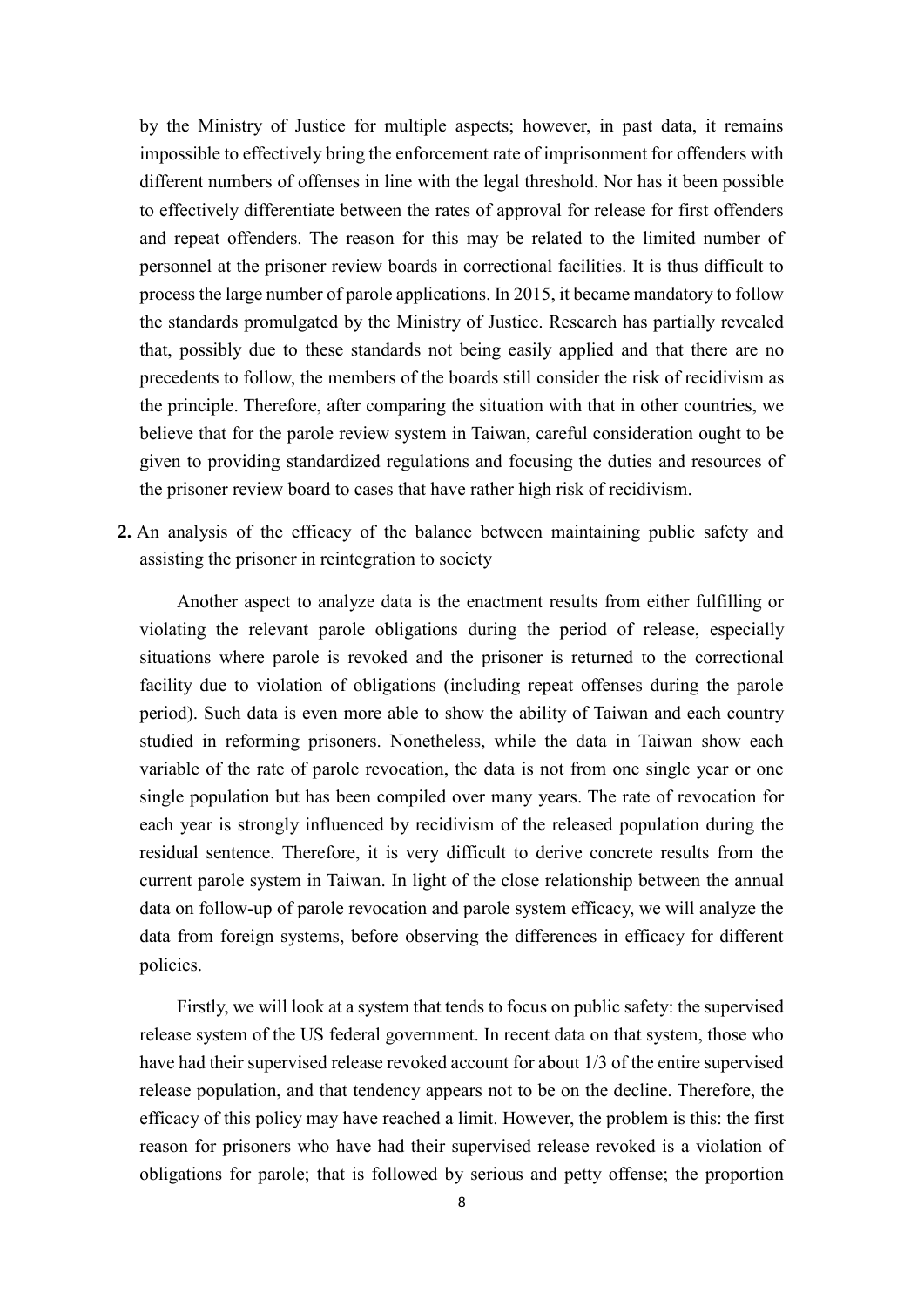by the Ministry of Justice for multiple aspects; however, in past data, it remains impossible to effectively bring the enforcement rate of imprisonment for offenders with different numbers of offenses in line with the legal threshold. Nor has it been possible to effectively differentiate between the rates of approval for release for first offenders and repeat offenders. The reason for this may be related to the limited number of personnel at the prisoner review boards in correctional facilities. It is thus difficult to process the large number of parole applications. In 2015, it became mandatory to follow the standards promulgated by the Ministry of Justice. Research has partially revealed that, possibly due to these standards not being easily applied and that there are no precedents to follow, the members of the boards still consider the risk of recidivism as the principle. Therefore, after comparing the situation with that in other countries, we believe that for the parole review system in Taiwan, careful consideration ought to be given to providing standardized regulations and focusing the duties and resources of the prisoner review board to cases that have rather high risk of recidivism.

**2.** An analysis of the efficacy of the balance between maintaining public safety and assisting the prisoner in reintegration to society

Another aspect to analyze data is the enactment results from either fulfilling or violating the relevant parole obligations during the period of release, especially situations where parole is revoked and the prisoner is returned to the correctional facility due to violation of obligations (including repeat offenses during the parole period). Such data is even more able to show the ability of Taiwan and each country studied in reforming prisoners. Nonetheless, while the data in Taiwan show each variable of the rate of parole revocation, the data is not from one single year or one single population but has been compiled over many years. The rate of revocation for each year is strongly influenced by recidivism of the released population during the residual sentence. Therefore, it is very difficult to derive concrete results from the current parole system in Taiwan. In light of the close relationship between the annual data on follow-up of parole revocation and parole system efficacy, we will analyze the data from foreign systems, before observing the differences in efficacy for different policies.

Firstly, we will look at a system that tends to focus on public safety: the supervised release system of the US federal government. In recent data on that system, those who have had their supervised release revoked account for about 1/3 of the entire supervised release population, and that tendency appears not to be on the decline. Therefore, the efficacy of this policy may have reached a limit. However, the problem is this: the first reason for prisoners who have had their supervised release revoked is a violation of obligations for parole; that is followed by serious and petty offense; the proportion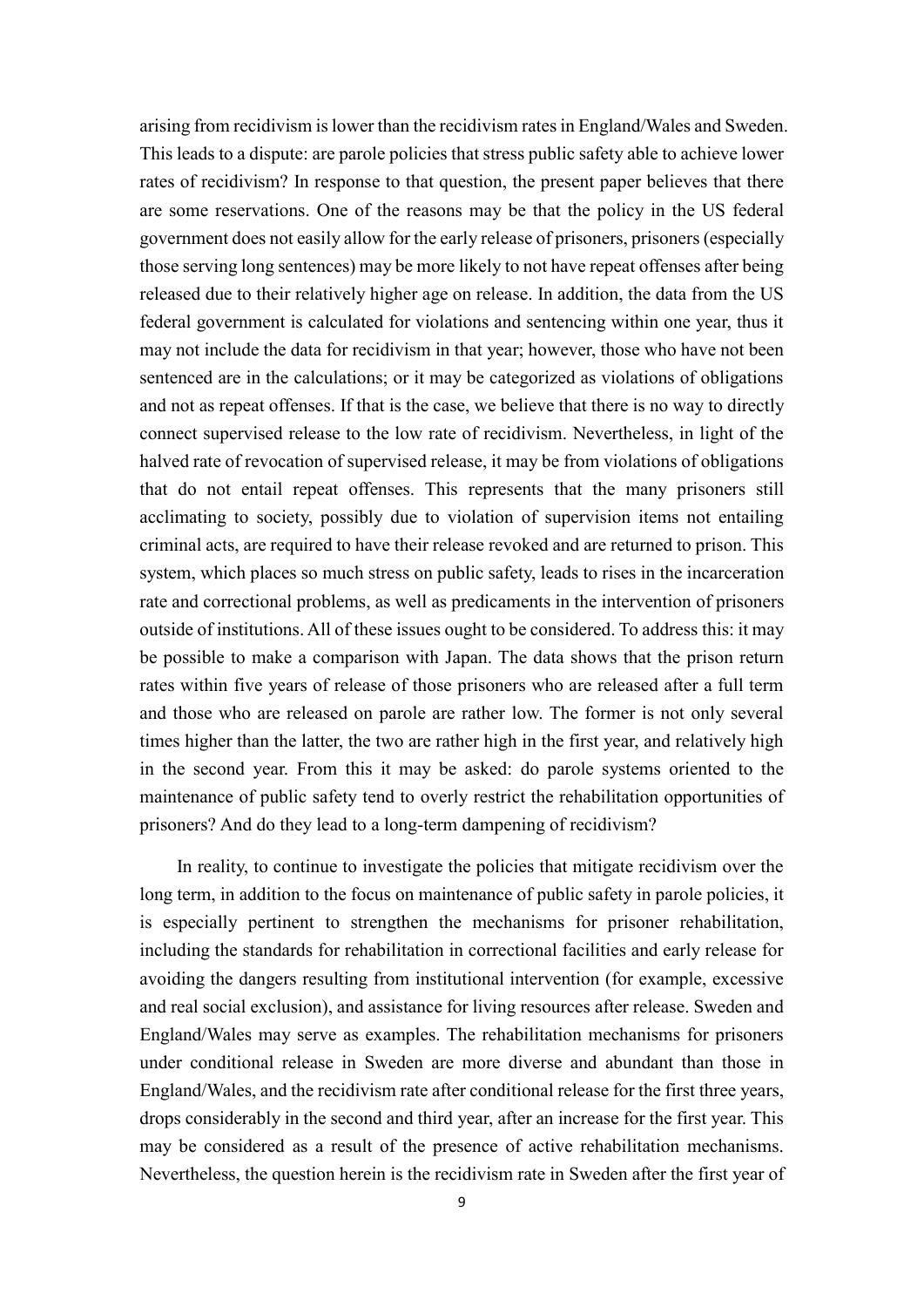arising from recidivism is lower than the recidivism rates in England/Wales and Sweden. This leads to a dispute: are parole policies that stress public safety able to achieve lower rates of recidivism? In response to that question, the present paper believes that there are some reservations. One of the reasons may be that the policy in the US federal government does not easily allow for the early release of prisoners, prisoners (especially those serving long sentences) may be more likely to not have repeat offenses after being released due to their relatively higher age on release. In addition, the data from the US federal government is calculated for violations and sentencing within one year, thus it may not include the data for recidivism in that year; however, those who have not been sentenced are in the calculations; or it may be categorized as violations of obligations and not as repeat offenses. If that is the case, we believe that there is no way to directly connect supervised release to the low rate of recidivism. Nevertheless, in light of the halved rate of revocation of supervised release, it may be from violations of obligations that do not entail repeat offenses. This represents that the many prisoners still acclimating to society, possibly due to violation of supervision items not entailing criminal acts, are required to have their release revoked and are returned to prison. This system, which places so much stress on public safety, leads to rises in the incarceration rate and correctional problems, as well as predicaments in the intervention of prisoners outside of institutions. All of these issues ought to be considered. To address this: it may be possible to make a comparison with Japan. The data shows that the prison return rates within five years of release of those prisoners who are released after a full term and those who are released on parole are rather low. The former is not only several times higher than the latter, the two are rather high in the first year, and relatively high in the second year. From this it may be asked: do parole systems oriented to the maintenance of public safety tend to overly restrict the rehabilitation opportunities of prisoners? And do they lead to a long-term dampening of recidivism?

In reality, to continue to investigate the policies that mitigate recidivism over the long term, in addition to the focus on maintenance of public safety in parole policies, it is especially pertinent to strengthen the mechanisms for prisoner rehabilitation, including the standards for rehabilitation in correctional facilities and early release for avoiding the dangers resulting from institutional intervention (for example, excessive and real social exclusion), and assistance for living resources after release. Sweden and England/Wales may serve as examples. The rehabilitation mechanisms for prisoners under conditional release in Sweden are more diverse and abundant than those in England/Wales, and the recidivism rate after conditional release for the first three years, drops considerably in the second and third year, after an increase for the first year. This may be considered as a result of the presence of active rehabilitation mechanisms. Nevertheless, the question herein is the recidivism rate in Sweden after the first year of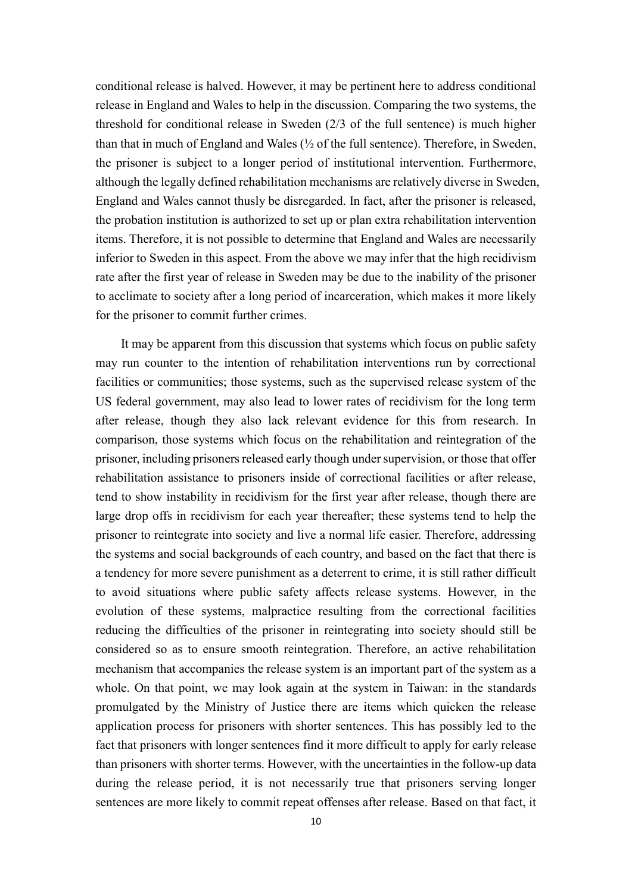conditional release is halved. However, it may be pertinent here to address conditional release in England and Wales to help in the discussion. Comparing the two systems, the threshold for conditional release in Sweden (2/3 of the full sentence) is much higher than that in much of England and Wales (½ of the full sentence). Therefore, in Sweden, the prisoner is subject to a longer period of institutional intervention. Furthermore, although the legally defined rehabilitation mechanisms are relatively diverse in Sweden, England and Wales cannot thusly be disregarded. In fact, after the prisoner is released, the probation institution is authorized to set up or plan extra rehabilitation intervention items. Therefore, it is not possible to determine that England and Wales are necessarily inferior to Sweden in this aspect. From the above we may infer that the high recidivism rate after the first year of release in Sweden may be due to the inability of the prisoner to acclimate to society after a long period of incarceration, which makes it more likely for the prisoner to commit further crimes.

It may be apparent from this discussion that systems which focus on public safety may run counter to the intention of rehabilitation interventions run by correctional facilities or communities; those systems, such as the supervised release system of the US federal government, may also lead to lower rates of recidivism for the long term after release, though they also lack relevant evidence for this from research. In comparison, those systems which focus on the rehabilitation and reintegration of the prisoner, including prisoners released early though under supervision, or those that offer rehabilitation assistance to prisoners inside of correctional facilities or after release, tend to show instability in recidivism for the first year after release, though there are large drop offs in recidivism for each year thereafter; these systems tend to help the prisoner to reintegrate into society and live a normal life easier. Therefore, addressing the systems and social backgrounds of each country, and based on the fact that there is a tendency for more severe punishment as a deterrent to crime, it is still rather difficult to avoid situations where public safety affects release systems. However, in the evolution of these systems, malpractice resulting from the correctional facilities reducing the difficulties of the prisoner in reintegrating into society should still be considered so as to ensure smooth reintegration. Therefore, an active rehabilitation mechanism that accompanies the release system is an important part of the system as a whole. On that point, we may look again at the system in Taiwan: in the standards promulgated by the Ministry of Justice there are items which quicken the release application process for prisoners with shorter sentences. This has possibly led to the fact that prisoners with longer sentences find it more difficult to apply for early release than prisoners with shorter terms. However, with the uncertainties in the follow-up data during the release period, it is not necessarily true that prisoners serving longer sentences are more likely to commit repeat offenses after release. Based on that fact, it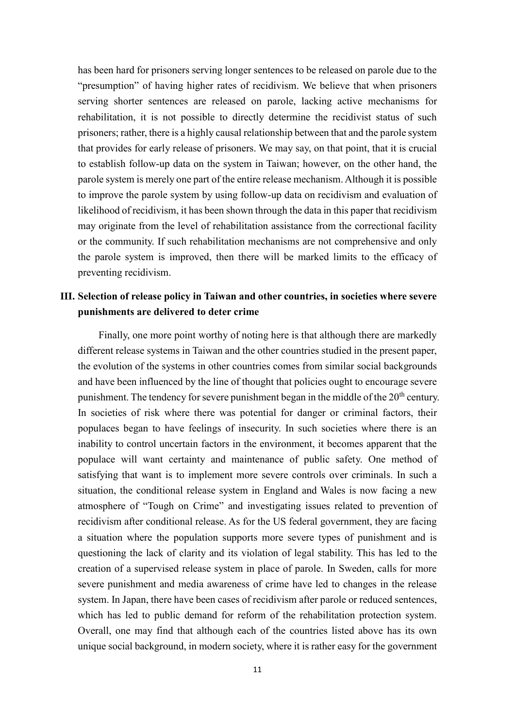has been hard for prisoners serving longer sentences to be released on parole due to the "presumption" of having higher rates of recidivism. We believe that when prisoners serving shorter sentences are released on parole, lacking active mechanisms for rehabilitation, it is not possible to directly determine the recidivist status of such prisoners; rather, there is a highly causal relationship between that and the parole system that provides for early release of prisoners. We may say, on that point, that it is crucial to establish follow-up data on the system in Taiwan; however, on the other hand, the parole system is merely one part of the entire release mechanism. Although it is possible to improve the parole system by using follow-up data on recidivism and evaluation of likelihood of recidivism, it has been shown through the data in this paper that recidivism may originate from the level of rehabilitation assistance from the correctional facility or the community. If such rehabilitation mechanisms are not comprehensive and only the parole system is improved, then there will be marked limits to the efficacy of preventing recidivism.

## III. Selection of release policy in Taiwan and other countries, in societies where severe punishments are delivered to deter crime

Finally, one more point worthy of noting here is that although there are markedly different release systems in Taiwan and the other countries studied in the present paper, the evolution of the systems in other countries comes from similar social backgrounds and have been influenced by the line of thought that policies ought to encourage severe punishment. The tendency for severe punishment began in the middle of the 20th century. In societies of risk where there was potential for danger or criminal factors, their populaces began to have feelings of insecurity. In such societies where there is an inability to control uncertain factors in the environment, it becomes apparent that the populace will want certainty and maintenance of public safety. One method of satisfying that want is to implement more severe controls over criminals. In such a situation, the conditional release system in England and Wales is now facing a new atmosphere of "Tough on Crime" and investigating issues related to prevention of recidivism after conditional release. As for the US federal government, they are facing a situation where the population supports more severe types of punishment and is questioning the lack of clarity and its violation of legal stability. This has led to the creation of a supervised release system in place of parole. In Sweden, calls for more severe punishment and media awareness of crime have led to changes in the release system. In Japan, there have been cases of recidivism after parole or reduced sentences, which has led to public demand for reform of the rehabilitation protection system. Overall, one may find that although each of the countries listed above has its own unique social background, in modern society, where it is rather easy for the government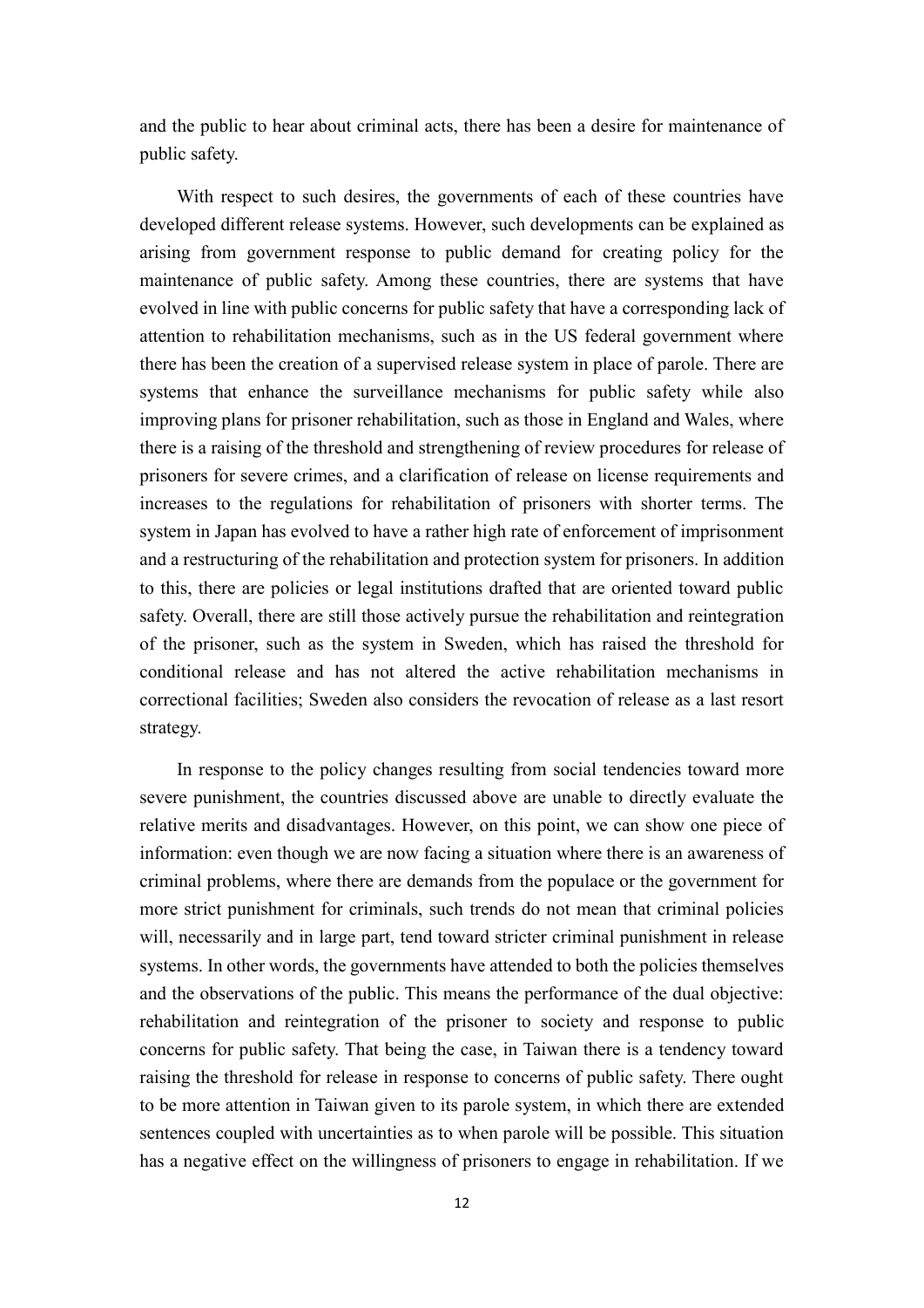and the public to hear about criminal acts, there has been a desire for maintenance of public safety.

With respect to such desires, the governments of each of these countries have developed different release systems. However, such developments can be explained as arising from government response to public demand for creating policy for the maintenance of public safety. Among these countries, there are systems that have evolved in line with public concerns for public safety that have a corresponding lack of attention to rehabilitation mechanisms, such as in the US federal government where there has been the creation of a supervised release system in place of parole. There are systems that enhance the surveillance mechanisms for public safety while also improving plans for prisoner rehabilitation, such as those in England and Wales, where there is a raising of the threshold and strengthening of review procedures for release of prisoners for severe crimes, and a clarification of release on license requirements and increases to the regulations for rehabilitation of prisoners with shorter terms. The system in Japan has evolved to have a rather high rate of enforcement of imprisonment and a restructuring of the rehabilitation and protection system for prisoners. In addition to this, there are policies or legal institutions drafted that are oriented toward public safety. Overall, there are still those actively pursue the rehabilitation and reintegration of the prisoner, such as the system in Sweden, which has raised the threshold for conditional release and has not altered the active rehabilitation mechanisms in correctional facilities; Sweden also considers the revocation of release as a last resort strategy.

In response to the policy changes resulting from social tendencies toward more severe punishment, the countries discussed above are unable to directly evaluate the relative merits and disadvantages. However, on this point, we can show one piece of information: even though we are now facing a situation where there is an awareness of criminal problems, where there are demands from the populace or the government for more strict punishment for criminals, such trends do not mean that criminal policies will, necessarily and in large part, tend toward stricter criminal punishment in release systems. In other words, the governments have attended to both the policies themselves and the observations of the public. This means the performance of the dual objective: rehabilitation and reintegration of the prisoner to society and response to public concerns for public safety. That being the case, in Taiwan there is a tendency toward raising the threshold for release in response to concerns of public safety. There ought to be more attention in Taiwan given to its parole system, in which there are extended sentences coupled with uncertainties as to when parole will be possible. This situation has a negative effect on the willingness of prisoners to engage in rehabilitation. If we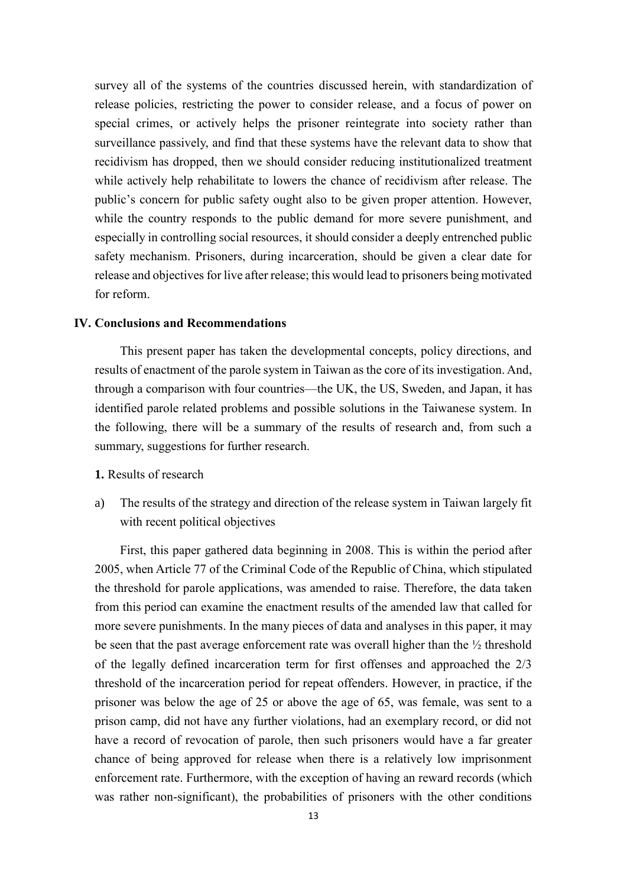survey all of the systems of the countries discussed herein, with standardization of release policies, restricting the power to consider release, and a focus of power on special crimes, or actively helps the prisoner reintegrate into society rather than surveillance passively, and find that these systems have the relevant data to show that recidivism has dropped, then we should consider reducing institutionalized treatment while actively help rehabilitate to lowers the chance of recidivism after release. The public's concern for public safety ought also to be given proper attention. However, while the country responds to the public demand for more severe punishment, and especially in controlling social resources, it should consider a deeply entrenched public safety mechanism. Prisoners, during incarceration, should be given a clear date for release and objectives for live after release; this would lead to prisoners being motivated for reform.

## IV. Conclusions and Recommendations

This present paper has taken the developmental concepts, policy directions, and results of enactment of the parole system in Taiwan as the core of its investigation. And, through a comparison with four countries—the UK, the US, Sweden, and Japan, it has identified parole related problems and possible solutions in the Taiwanese system. In the following, there will be a summary of the results of research and, from such a summary, suggestions for further research.

**1.** Results of research

a) The results of the strategy and direction of the release system in Taiwan largely fit with recent political objectives

First, this paper gathered data beginning in 2008. This is within the period after 2005, when Article 77 of the Criminal Code of the Republic of China, which stipulated the threshold for parole applications, was amended to raise. Therefore, the data taken from this period can examine the enactment results of the amended law that called for more severe punishments. In the many pieces of data and analyses in this paper, it may be seen that the past average enforcement rate was overall higher than the ½ threshold of the legally defined incarceration term for first offenses and approached the 2/3 threshold of the incarceration period for repeat offenders. However, in practice, if the prisoner was below the age of 25 or above the age of 65, was female, was sent to a prison camp, did not have any further violations, had an exemplary record, or did not have a record of revocation of parole, then such prisoners would have a far greater chance of being approved for release when there is a relatively low imprisonment enforcement rate. Furthermore, with the exception of having an reward records (which was rather non-significant), the probabilities of prisoners with the other conditions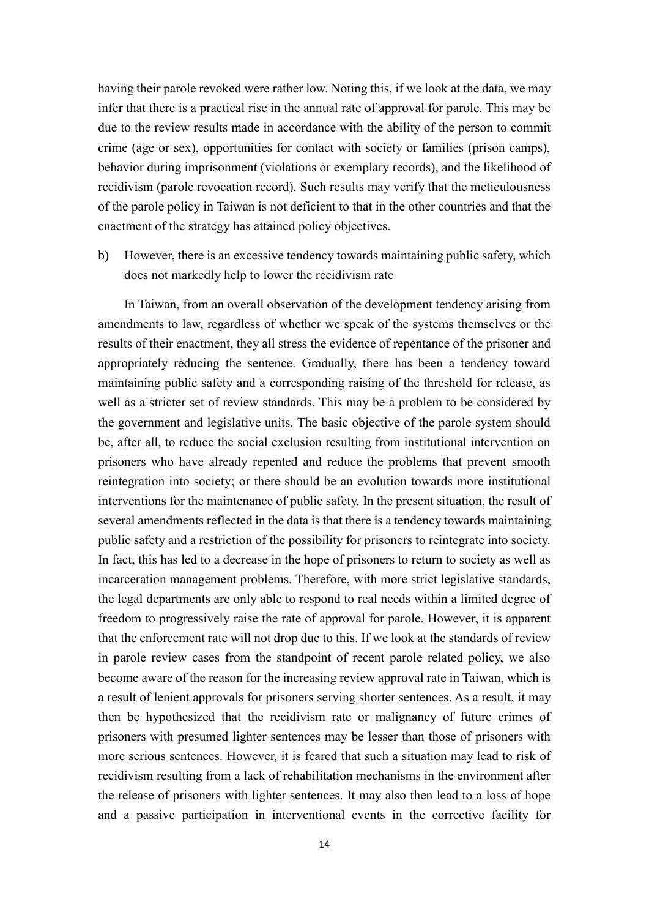having their parole revoked were rather low. Noting this, if we look at the data, we may infer that there is a practical rise in the annual rate of approval for parole. This may be due to the review results made in accordance with the ability of the person to commit crime (age or sex), opportunities for contact with society or families (prison camps), behavior during imprisonment (violations or exemplary records), and the likelihood of recidivism (parole revocation record). Such results may verify that the meticulousness of the parole policy in Taiwan is not deficient to that in the other countries and that the enactment of the strategy has attained policy objectives.

b) However, there is an excessive tendency towards maintaining public safety, which does not markedly help to lower the recidivism rate

In Taiwan, from an overall observation of the development tendency arising from amendments to law, regardless of whether we speak of the systems themselves or the results of their enactment, they all stress the evidence of repentance of the prisoner and appropriately reducing the sentence. Gradually, there has been a tendency toward maintaining public safety and a corresponding raising of the threshold for release, as well as a stricter set of review standards. This may be a problem to be considered by the government and legislative units. The basic objective of the parole system should be, after all, to reduce the social exclusion resulting from institutional intervention on prisoners who have already repented and reduce the problems that prevent smooth reintegration into society; or there should be an evolution towards more institutional interventions for the maintenance of public safety. In the present situation, the result of several amendments reflected in the data is that there is a tendency towards maintaining public safety and a restriction of the possibility for prisoners to reintegrate into society. In fact, this has led to a decrease in the hope of prisoners to return to society as well as incarceration management problems. Therefore, with more strict legislative standards, the legal departments are only able to respond to real needs within a limited degree of freedom to progressively raise the rate of approval for parole. However, it is apparent that the enforcement rate will not drop due to this. If we look at the standards of review in parole review cases from the standpoint of recent parole related policy, we also become aware of the reason for the increasing review approval rate in Taiwan, which is a result of lenient approvals for prisoners serving shorter sentences. As a result, it may then be hypothesized that the recidivism rate or malignancy of future crimes of prisoners with presumed lighter sentences may be lesser than those of prisoners with more serious sentences. However, it is feared that such a situation may lead to risk of recidivism resulting from a lack of rehabilitation mechanisms in the environment after the release of prisoners with lighter sentences. It may also then lead to a loss of hope and a passive participation in interventional events in the corrective facility for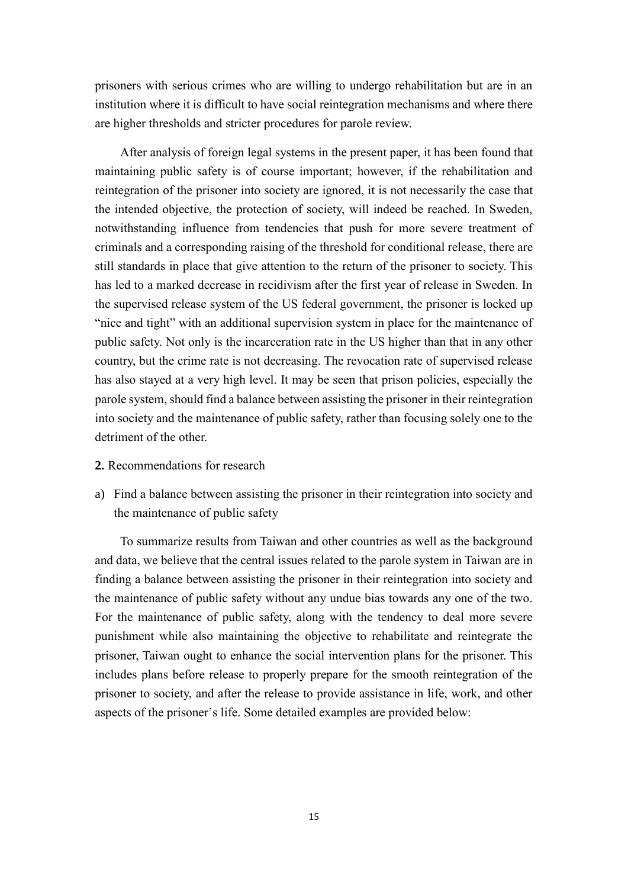prisoners with serious crimes who are willing to undergo rehabilitation but are in an institution where it is difficult to have social reintegration mechanisms and where there are higher thresholds and stricter procedures for parole review.

After analysis of foreign legal systems in the present paper, it has been found that maintaining public safety is of course important; however, if the rehabilitation and reintegration of the prisoner into society are ignored, it is not necessarily the case that the intended objective, the protection of society, will indeed be reached. In Sweden, notwithstanding influence from tendencies that push for more severe treatment of criminals and a corresponding raising of the threshold for conditional release, there are still standards in place that give attention to the return of the prisoner to society. This has led to a marked decrease in recidivism after the first year of release in Sweden. In the supervised release system of the US federal government, the prisoner is locked up "nice and tight" with an additional supervision system in place for the maintenance of public safety. Not only is the incarceration rate in the US higher than that in any other country, but the crime rate is not decreasing. The revocation rate of supervised release has also stayed at a very high level. It may be seen that prison policies, especially the parole system, should find a balance between assisting the prisoner in their reintegration into society and the maintenance of public safety, rather than focusing solely one to the detriment of the other.

**2.** Recommendations for research

a) Find a balance between assisting the prisoner in their reintegration into society and the maintenance of public safety

To summarize results from Taiwan and other countries as well as the background and data, we believe that the central issues related to the parole system in Taiwan are in finding a balance between assisting the prisoner in their reintegration into society and the maintenance of public safety without any undue bias towards any one of the two. For the maintenance of public safety, along with the tendency to deal more severe punishment while also maintaining the objective to rehabilitate and reintegrate the prisoner, Taiwan ought to enhance the social intervention plans for the prisoner. This includes plans before release to properly prepare for the smooth reintegration of the prisoner to society, and after the release to provide assistance in life, work, and other aspects of the prisoner's life. Some detailed examples are provided below: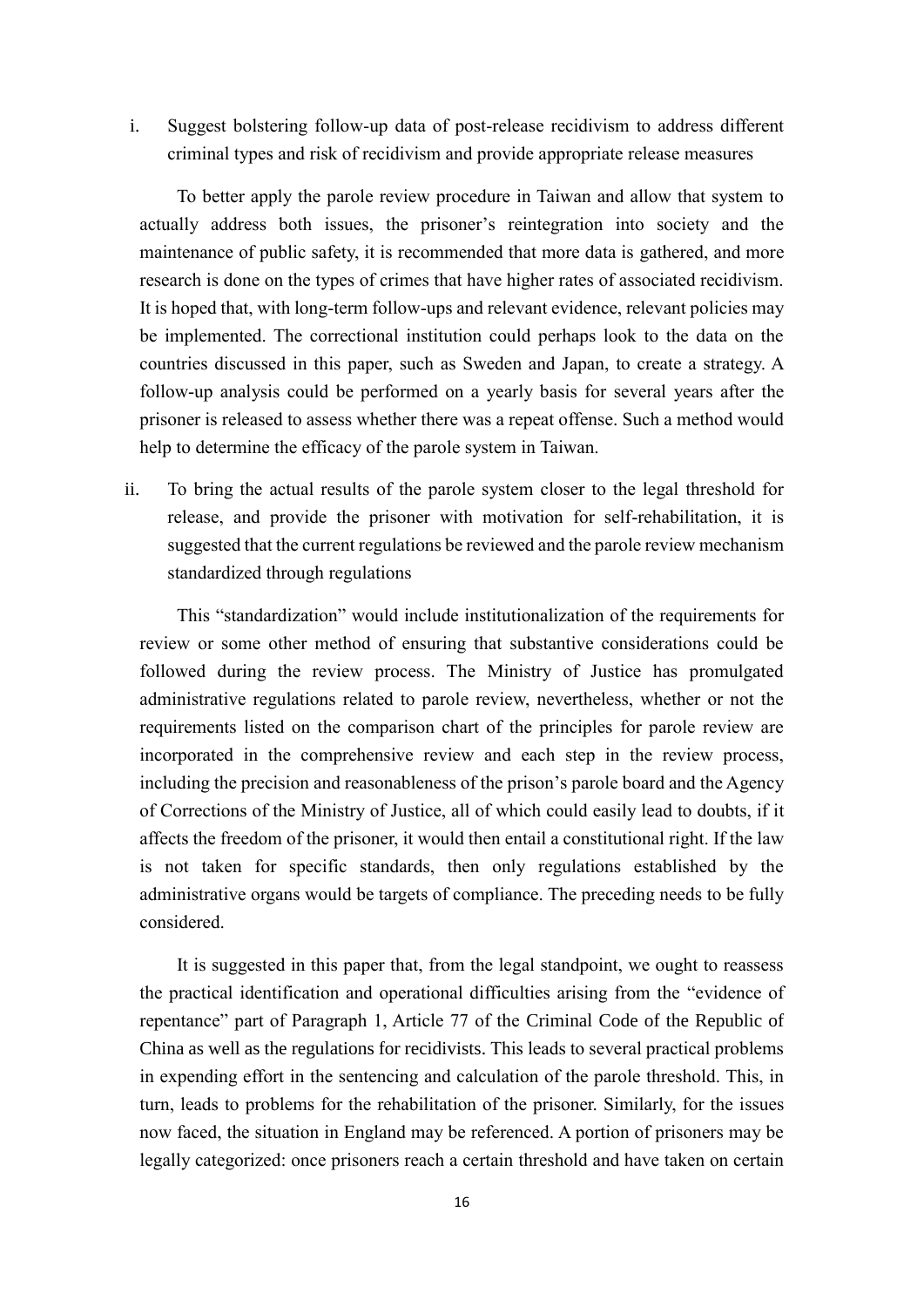i. Suggest bolstering follow-up data of post-release recidivism to address different criminal types and risk of recidivism and provide appropriate release measures

To better apply the parole review procedure in Taiwan and allow that system to actually address both issues, the prisoner's reintegration into society and the maintenance of public safety, it is recommended that more data is gathered, and more research is done on the types of crimes that have higher rates of associated recidivism. It is hoped that, with long-term follow-ups and relevant evidence, relevant policies may be implemented. The correctional institution could perhaps look to the data on the countries discussed in this paper, such as Sweden and Japan, to create a strategy. A follow-up analysis could be performed on a yearly basis for several years after the prisoner is released to assess whether there was a repeat offense. Such a method would help to determine the efficacy of the parole system in Taiwan.

ii. To bring the actual results of the parole system closer to the legal threshold for release, and provide the prisoner with motivation for self-rehabilitation, it is suggested that the current regulations be reviewed and the parole review mechanism standardized through regulations

This "standardization" would include institutionalization of the requirements for review or some other method of ensuring that substantive considerations could be followed during the review process. The Ministry of Justice has promulgated administrative regulations related to parole review, nevertheless, whether or not the requirements listed on the comparison chart of the principles for parole review are incorporated in the comprehensive review and each step in the review process, including the precision and reasonableness of the prison's parole board and the Agency of Corrections of the Ministry of Justice, all of which could easily lead to doubts, if it affects the freedom of the prisoner, it would then entail a constitutional right. If the law is not taken for specific standards, then only regulations established by the administrative organs would be targets of compliance. The preceding needs to be fully considered.

It is suggested in this paper that, from the legal standpoint, we ought to reassess the practical identification and operational difficulties arising from the "evidence of repentance" part of Paragraph 1, Article 77 of the Criminal Code of the Republic of China as well as the regulations for recidivists. This leads to several practical problems in expending effort in the sentencing and calculation of the parole threshold. This, in turn, leads to problems for the rehabilitation of the prisoner. Similarly, for the issues now faced, the situation in England may be referenced. A portion of prisoners may be legally categorized: once prisoners reach a certain threshold and have taken on certain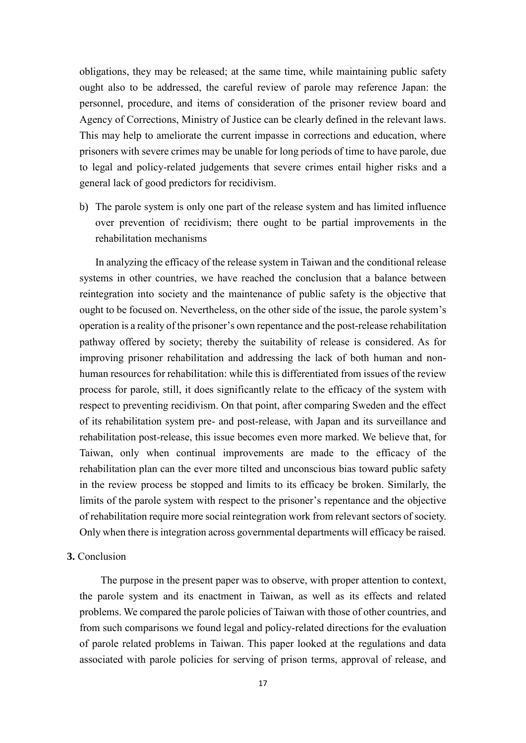obligations, they may be released; at the same time, while maintaining public safety ought also to be addressed, the careful review of parole may reference Japan: the personnel, procedure, and items of consideration of the prisoner review board and Agency of Corrections, Ministry of Justice can be clearly defined in the relevant laws. This may help to ameliorate the current impasse in corrections and education, where prisoners with severe crimes may be unable for long periods of time to have parole, due to legal and policy-related judgements that severe crimes entail higher risks and a general lack of good predictors for recidivism.

b) The parole system is only one part of the release system and has limited influence over prevention of recidivism; there ought to be partial improvements in the rehabilitation mechanisms

In analyzing the efficacy of the release system in Taiwan and the conditional release systems in other countries, we have reached the conclusion that a balance between reintegration into society and the maintenance of public safety is the objective that ought to be focused on. Nevertheless, on the other side of the issue, the parole system's operation is a reality of the prisoner's own repentance and the post-release rehabilitation pathway offered by society; thereby the suitability of release is considered. As for improving prisoner rehabilitation and addressing the lack of both human and non-human resources for rehabilitation: while this is differentiated from issues of the review process for parole, still, it does significantly relate to the efficacy of the system with respect to preventing recidivism. On that point, after comparing Sweden and the effect of its rehabilitation system pre- and post-release, with Japan and its surveillance and rehabilitation post-release, this issue becomes even more marked. We believe that, for Taiwan, only when continual improvements are made to the efficacy of the rehabilitation plan can the ever more tilted and unconscious bias toward public safety in the review process be stopped and limits to its efficacy be broken. Similarly, the limits of the parole system with respect to the prisoner's repentance and the objective of rehabilitation require more social reintegration work from relevant sectors of society. Only when there is integration across governmental departments will efficacy be raised.

**3.** Conclusion

The purpose in the present paper was to observe, with proper attention to context, the parole system and its enactment in Taiwan, as well as its effects and related problems. We compared the parole policies of Taiwan with those of other countries, and from such comparisons we found legal and policy-related directions for the evaluation of parole related problems in Taiwan. This paper looked at the regulations and data associated with parole policies for serving of prison terms, approval of release, and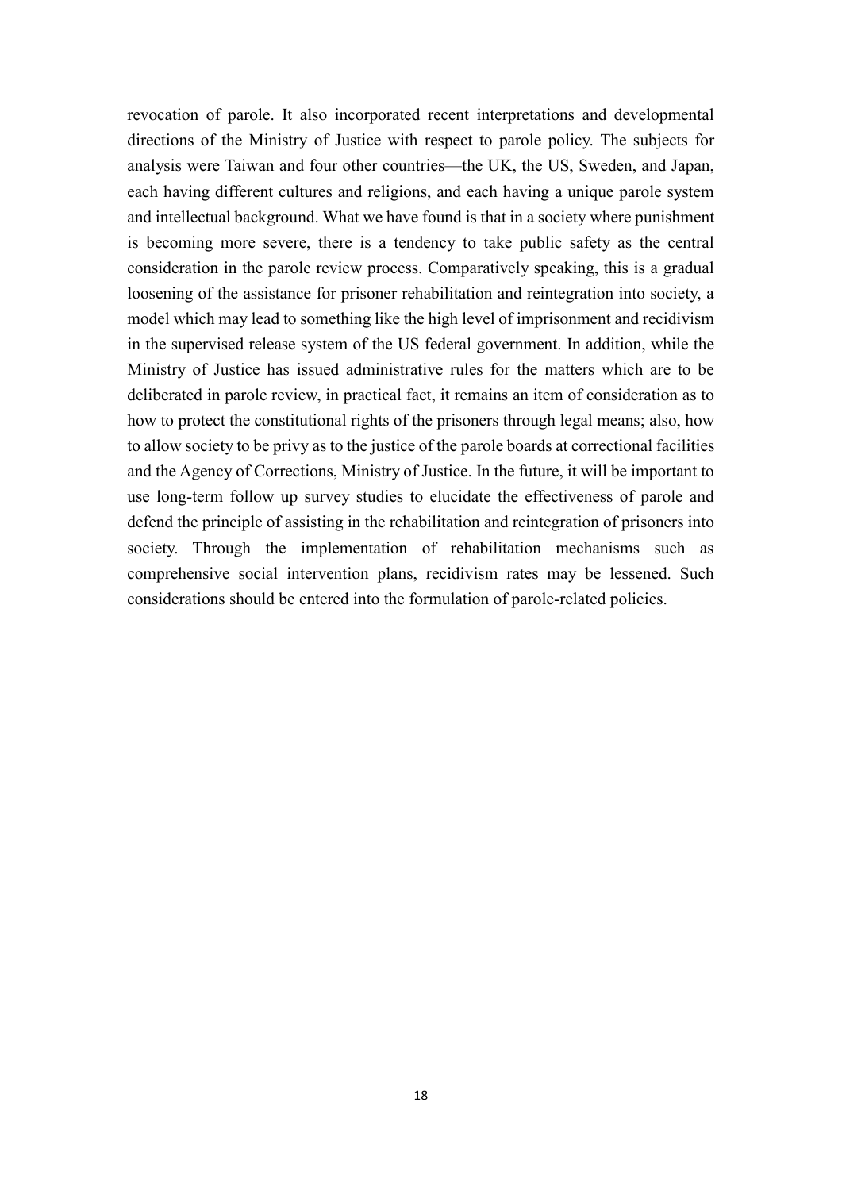revocation of parole. It also incorporated recent interpretations and developmental directions of the Ministry of Justice with respect to parole policy. The subjects for analysis were Taiwan and four other countries—the UK, the US, Sweden, and Japan, each having different cultures and religions, and each having a unique parole system and intellectual background. What we have found is that in a society where punishment is becoming more severe, there is a tendency to take public safety as the central consideration in the parole review process. Comparatively speaking, this is a gradual loosening of the assistance for prisoner rehabilitation and reintegration into society, a model which may lead to something like the high level of imprisonment and recidivism in the supervised release system of the US federal government. In addition, while the Ministry of Justice has issued administrative rules for the matters which are to be deliberated in parole review, in practical fact, it remains an item of consideration as to how to protect the constitutional rights of the prisoners through legal means; also, how to allow society to be privy as to the justice of the parole boards at correctional facilities and the Agency of Corrections, Ministry of Justice. In the future, it will be important to use long-term follow up survey studies to elucidate the effectiveness of parole and defend the principle of assisting in the rehabilitation and reintegration of prisoners into society. Through the implementation of rehabilitation mechanisms such as comprehensive social intervention plans, recidivism rates may be lessened. Such considerations should be entered into the formulation of parole-related policies.